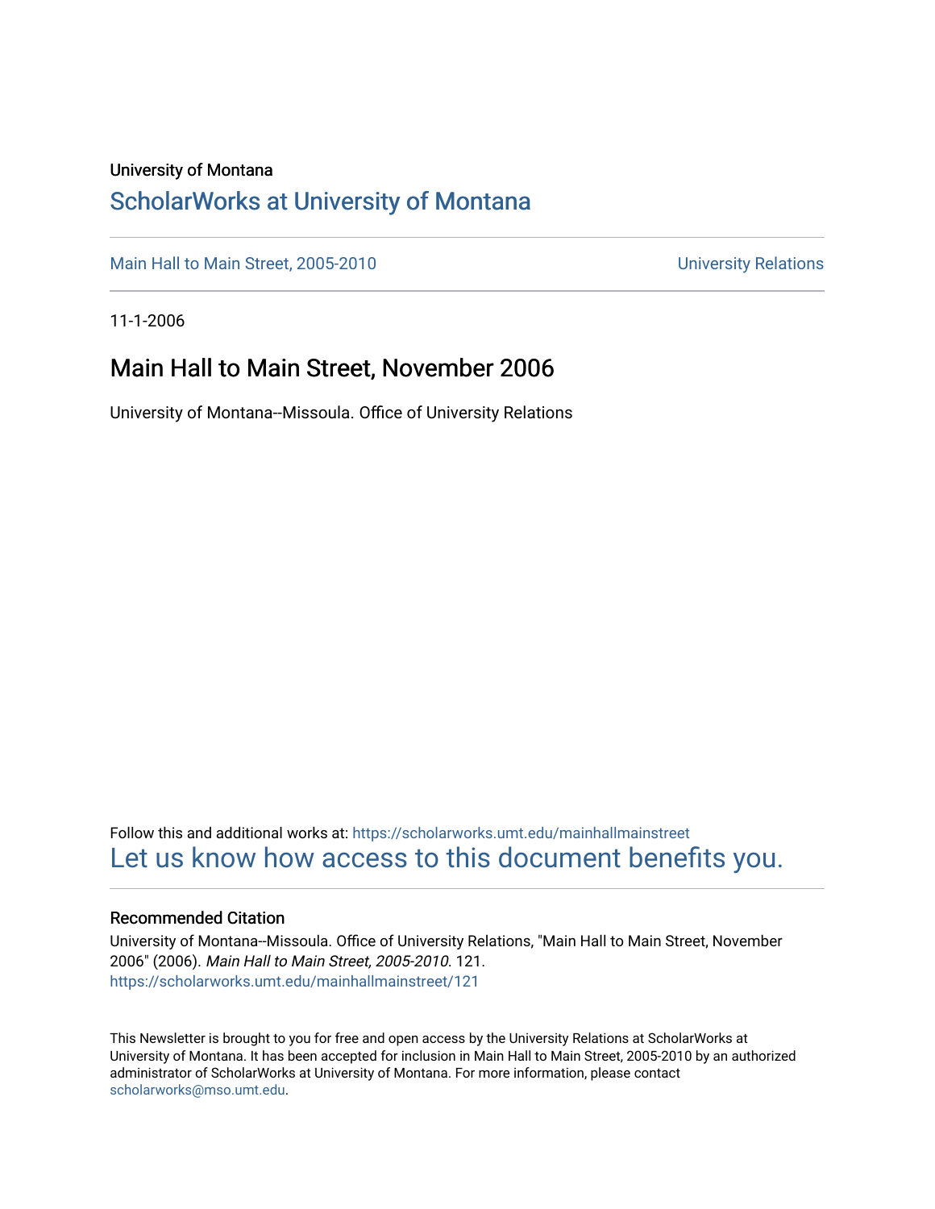University of Montana

# ScholarWorks at University of Montana

Main Hall to Main Street, 2005-2010 | University Relations

11-1-2006

## Main Hall to Main Street, November 2006

University of Montana--Missoula. Office of University Relations

Follow this and additional works at: https://scholarworks.umt.edu/mainhallmainstreet

Let us know how access to this document benefits you.

### Recommended Citation

University of Montana--Missoula. Office of University Relations, "Main Hall to Main Street, November 2006" (2006). *Main Hall to Main Street, 2005-2010*. 121.
https://scholarworks.umt.edu/mainhallmainstreet/121

This Newsletter is brought to you for free and open access by the University Relations at ScholarWorks at University of Montana. It has been accepted for inclusion in Main Hall to Main Street, 2005-2010 by an authorized administrator of ScholarWorks at University of Montana. For more information, please contact scholarworks@mso.umt.edu.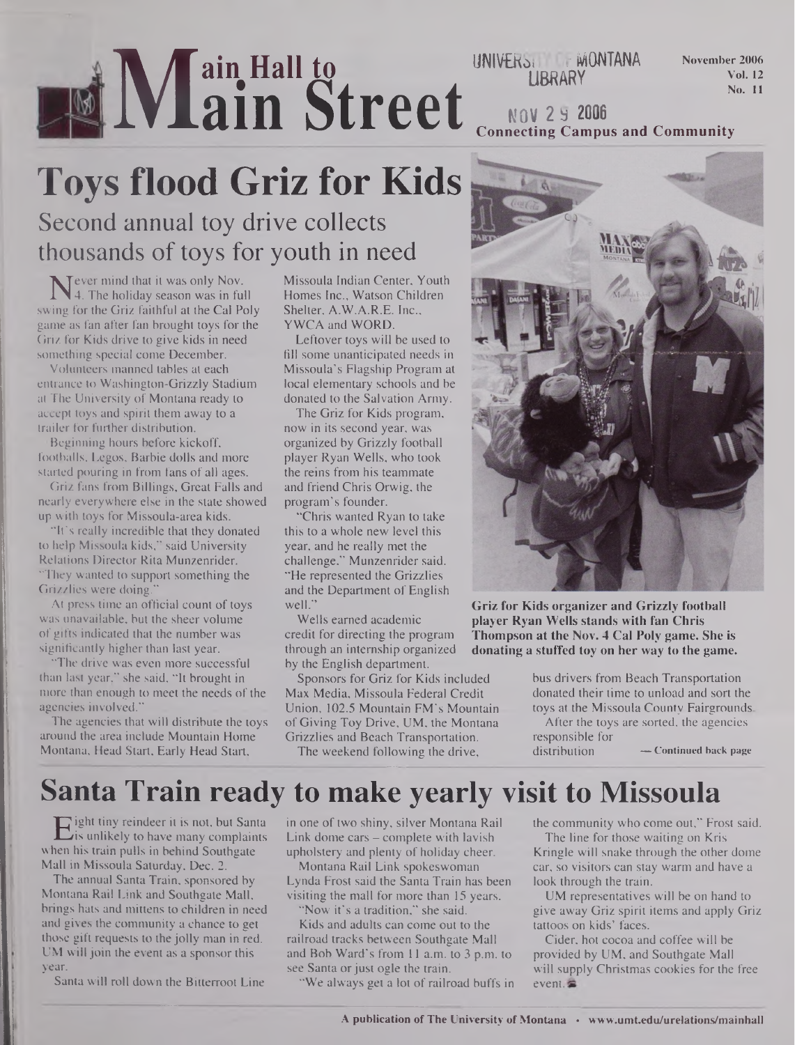# Main Hall to Main Street

UNIVERSITY OF MONTANA LIBRARY

NOV 29 2006

November 2006
Vol. 12
No. 11

**Connecting Campus and Community**

# Toys flood Griz for Kids

## Second annual toy drive collects thousands of toys for youth in need

Never mind that it was only Nov. 4. The holiday season was in full swing for the Griz faithful at the Cal Poly game as fan after fan brought toys for the Griz for Kids drive to give kids in need something special come December.

Volunteers manned tables at each entrance to Washington-Grizzly Stadium at The University of Montana ready to accept toys and spirit them away to a trailer for further distribution.

Beginning hours before kickoff, footballs, Legos, Barbie dolls and more started pouring in from fans of all ages.

Griz fans from Billings, Great Falls and nearly everywhere else in the state showed up with toys for Missoula-area kids.

"It's really incredible that they donated to help Missoula kids," said University Relations Director Rita Munzenrider. "They wanted to support something the Grizzlies were doing."

At press time an official count of toys was unavailable, but the sheer volume of gifts indicated that the number was significantly higher than last year.

"The drive was even more successful than last year," she said. "It brought in more than enough to meet the needs of the agencies involved."

The agencies that will distribute the toys around the area include Mountain Home Montana, Head Start, Early Head Start, Missoula Indian Center, Youth Homes Inc., Watson Children Shelter, A.W.A.R.E. Inc., YWCA and WORD.

Leftover toys will be used to fill some unanticipated needs in Missoula's Flagship Program at local elementary schools and be donated to the Salvation Army.

The Griz for Kids program, now in its second year, was organized by Grizzly football player Ryan Wells, who took the reins from his teammate and friend Chris Orwig, the program's founder.

"Chris wanted Ryan to take this to a whole new level this year, and he really met the challenge," Munzenrider said. "He represented the Grizzlies and the Department of English well."

Wells earned academic credit for directing the program through an internship organized by the English department.

Sponsors for Griz for Kids included Max Media, Missoula Federal Credit Union, 102.5 Mountain FM's Mountain of Giving Toy Drive, UM, the Montana Grizzlies and Beach Transportation.

The weekend following the drive, bus drivers from Beach Transportation donated their time to unload and sort the toys at the Missoula County Fairgrounds.

After the toys are sorted, the agencies responsible for distribution — **Continued back page**

**Griz for Kids organizer and Grizzly football player Ryan Wells stands with fan Chris Thompson at the Nov. 4 Cal Poly game. She is donating a stuffed toy on her way to the game.**

# Santa Train ready to make yearly visit to Missoula

Eight tiny reindeer it is not, but Santa is unlikely to have many complaints when his train pulls in behind Southgate Mall in Missoula Saturday, Dec. 2.

The annual Santa Train, sponsored by Montana Rail Link and Southgate Mall, brings hats and mittens to children in need and gives the community a chance to get those gift requests to the jolly man in red. UM will join the event as a sponsor this year.

Santa will roll down the Bitterroot Line in one of two shiny, silver Montana Rail Link dome cars – complete with lavish upholstery and plenty of holiday cheer.

Montana Rail Link spokeswoman Lynda Frost said the Santa Train has been visiting the mall for more than 15 years.

"Now it's a tradition," she said.

Kids and adults can come out to the railroad tracks between Southgate Mall and Bob Ward's from 11 a.m. to 3 p.m. to see Santa or just ogle the train.

"We always get a lot of railroad buffs in the community who come out," Frost said.

The line for those waiting on Kris Kringle will snake through the other dome car, so visitors can stay warm and have a look through the train.

UM representatives will be on hand to give away Griz spirit items and apply Griz tattoos on kids' faces.

Cider, hot cocoa and coffee will be provided by UM, and Southgate Mall will supply Christmas cookies for the free event.

**A publication of The University of Montana • www.umt.edu/urelations/mainhall**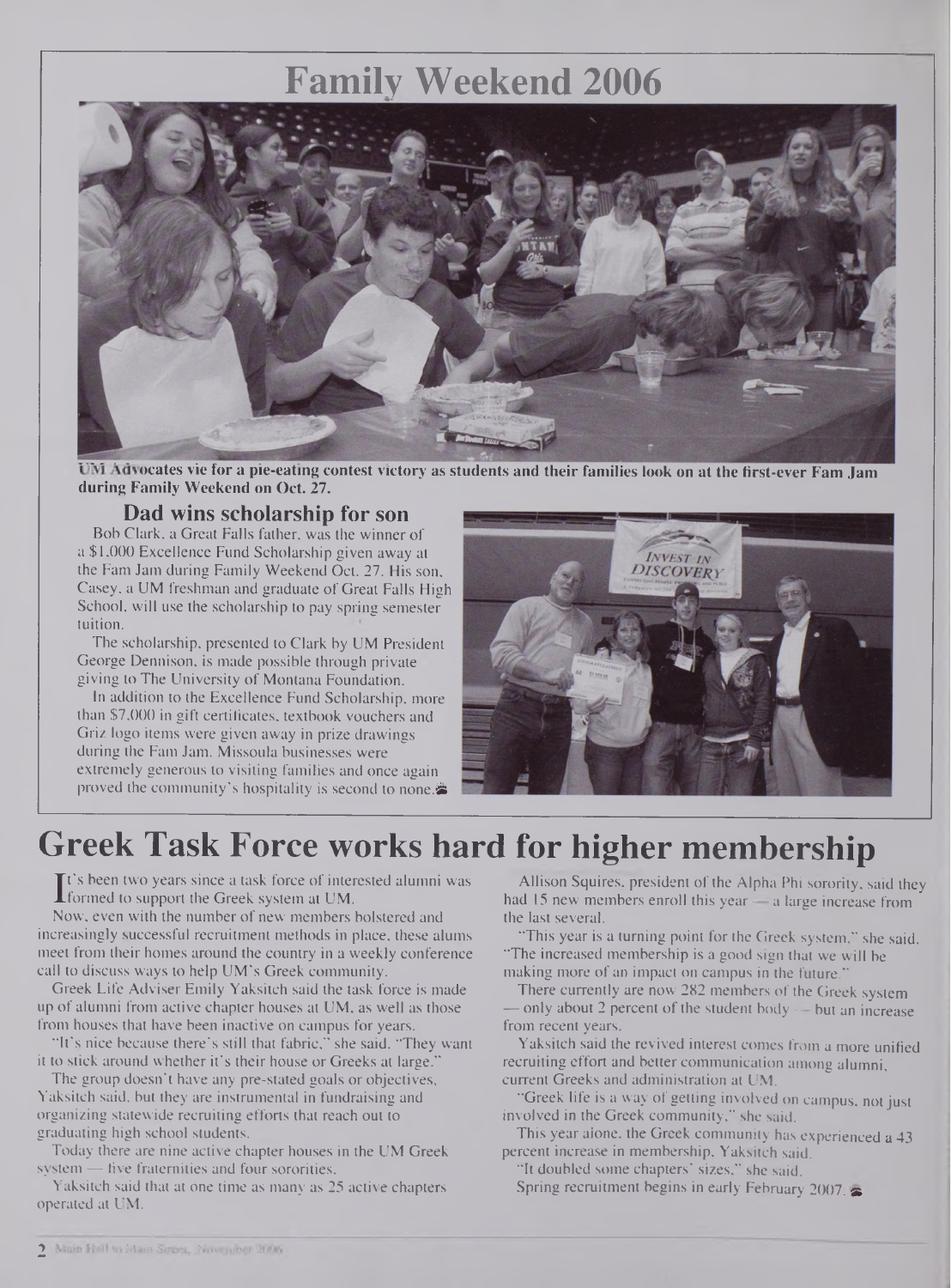# Family Weekend 2006

UM Advocates vie for a pie-eating contest victory as students and their families look on at the first-ever Fam Jam during Family Weekend on Oct. 27.

### Dad wins scholarship for son

Bob Clark, a Great Falls father, was the winner of a $1,000 Excellence Fund Scholarship given away at the Fam Jam during Family Weekend Oct. 27. His son, Casey, a UM freshman and graduate of Great Falls High School, will use the scholarship to pay spring semester tuition.

The scholarship, presented to Clark by UM President George Dennison, is made possible through private giving to The University of Montana Foundation.

In addition to the Excellence Fund Scholarship, more than $7,000 in gift certificates, textbook vouchers and Griz logo items were given away in prize drawings during the Fam Jam. Missoula businesses were extremely generous to visiting families and once again proved the community's hospitality is second to none.

# Greek Task Force works hard for higher membership

It's been two years since a task force of interested alumni was formed to support the Greek system at UM.

Now, even with the number of new members bolstered and increasingly successful recruitment methods in place, these alums meet from their homes around the country in a weekly conference call to discuss ways to help UM's Greek community.

Greek Life Adviser Emily Yaksitch said the task force is made up of alumni from active chapter houses at UM, as well as those from houses that have been inactive on campus for years.

"It's nice because there's still that fabric," she said. "They want it to stick around whether it's their house or Greeks at large."

The group doesn't have any pre-stated goals or objectives, Yaksitch said, but they are instrumental in fundraising and organizing statewide recruiting efforts that reach out to graduating high school students.

Today there are nine active chapter houses in the UM Greek system — five fraternities and four sororities.

Yaksitch said that at one time as many as 25 active chapters operated at UM.

Allison Squires, president of the Alpha Phi sorority, said they had 15 new members enroll this year — a large increase from the last several.

"This year is a turning point for the Greek system," she said. "The increased membership is a good sign that we will be making more of an impact on campus in the future."

There currently are now 282 members of the Greek system — only about 2 percent of the student body — but an increase from recent years.

Yaksitch said the revived interest comes from a more unified recruiting effort and better communication among alumni, current Greeks and administration at UM.

"Greek life is a way of getting involved on campus, not just involved in the Greek community," she said.

This year alone, the Greek community has experienced a 43 percent increase in membership, Yaksitch said.

"It doubled some chapters' sizes," she said.

Spring recruitment begins in early February 2007.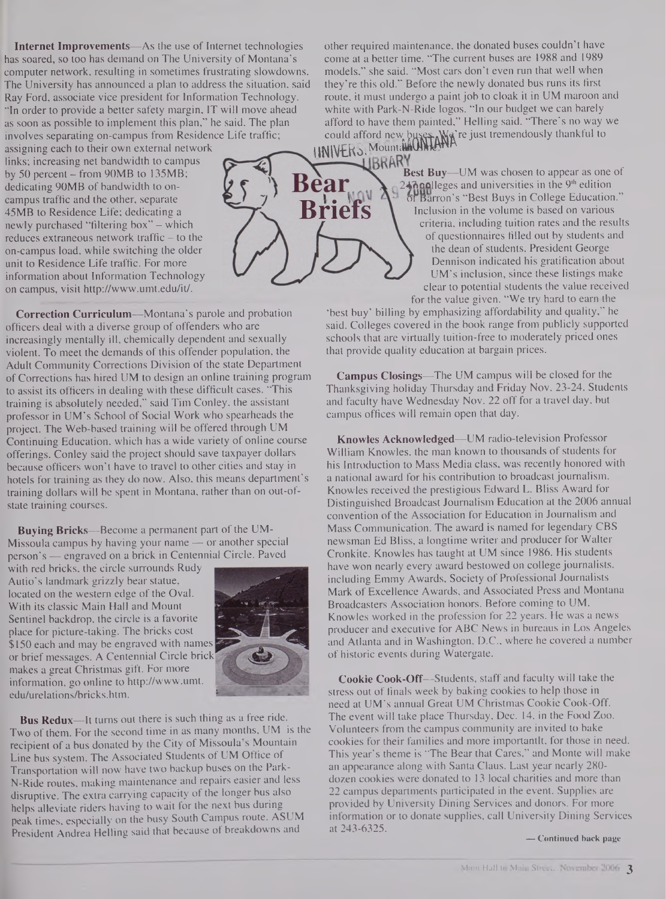# Bear Briefs

**Internet Improvements**—As the use of Internet technologies has soared, so too has demand on The University of Montana's computer network, resulting in sometimes frustrating slowdowns. The University has announced a plan to address the situation, said Ray Ford, associate vice president for Information Technology. "In order to provide a better safety margin, IT will move ahead as soon as possible to implement this plan," he said. The plan involves separating on-campus from Residence Life traffic; assigning each to their own external network links; increasing net bandwidth to campus by 50 percent – from 90MB to 135MB; dedicating 90MB of bandwidth to on-campus traffic and the other, separate 45MB to Residence Life; dedicating a newly purchased "filtering box" – which reduces extraneous network traffic – to the on-campus load, while switching the older unit to Residence Life traffic. For more information about Information Technology on campus, visit http://www.umt.edu/it/.

**Correction Curriculum**—Montana's parole and probation officers deal with a diverse group of offenders who are increasingly mentally ill, chemically dependent and sexually violent. To meet the demands of this offender population, the Adult Community Corrections Division of the state Department of Corrections has hired UM to design an online training program to assist its officers in dealing with these difficult cases. "This training is absolutely needed," said Tim Conley, the assistant professor in UM's School of Social Work who spearheads the project. The Web-based training will be offered through UM Continuing Education, which has a wide variety of online course offerings. Conley said the project should save taxpayer dollars because officers won't have to travel to other cities and stay in hotels for training as they do now. Also, this means department's training dollars will be spent in Montana, rather than on out-of-state training courses.

**Buying Bricks**—Become a permanent part of the UM-Missoula campus by having your name — or another special person's — engraved on a brick in Centennial Circle. Paved with red bricks, the circle surrounds Rudy Autio's landmark grizzly bear statue, located on the western edge of the Oval. With its classic Main Hall and Mount Sentinel backdrop, the circle is a favorite place for picture-taking. The bricks cost $150 each and may be engraved with names or brief messages. A Centennial Circle brick makes a great Christmas gift. For more information, go online to http://www.umt.edu/urelations/bricks.htm.

**Bus Redux**—It turns out there is such thing as a free ride. Two of them. For the second time in as many months, UM is the recipient of a bus donated by the City of Missoula's Mountain Line bus system. The Associated Students of UM Office of Transportation will now have two backup buses on the Park-N-Ride routes, making maintenance and repairs easier and less disruptive. The extra carrying capacity of the longer bus also helps alleviate riders having to wait for the next bus during peak times, especially on the busy South Campus route. ASUM President Andrea Helling said that because of breakdowns and other required maintenance, the donated buses couldn't have come at a better time. "The current buses are 1988 and 1989 models," she said. "Most cars don't even run that well when they're this old." Before the newly donated bus runs its first route, it must undergo a paint job to cloak it in UM maroon and white with Park-N-Ride logos. "In our budget we can barely afford to have them painted," Helling said. "There's no way we could afford new buses. We're just tremendously thankful to Mountain Line."

**Best Buy**—UM was chosen to appear as one of 247 colleges and universities in the 9th edition of Barron's "Best Buys in College Education." Inclusion in the volume is based on various criteria, including tuition rates and the results of questionnaires filled out by students and the dean of students. President George Dennison indicated his gratification about UM's inclusion, since these listings make clear to potential students the value received for the value given. "We try hard to earn the 'best buy' billing by emphasizing affordability and quality," he said. Colleges covered in the book range from publicly supported schools that are virtually tuition-free to moderately priced ones that provide quality education at bargain prices.

**Campus Closings**—The UM campus will be closed for the Thanksgiving holiday Thursday and Friday Nov. 23-24. Students and faculty have Wednesday Nov. 22 off for a travel day, but campus offices will remain open that day.

**Knowles Acknowledged**—UM radio-television Professor William Knowles, the man known to thousands of students for his Introduction to Mass Media class, was recently honored with a national award for his contribution to broadcast journalism. Knowles received the prestigious Edward L. Bliss Award for Distinguished Broadcast Journalism Education at the 2006 annual convention of the Association for Education in Journalism and Mass Communication. The award is named for legendary CBS newsman Ed Bliss, a longtime writer and producer for Walter Cronkite. Knowles has taught at UM since 1986. His students have won nearly every award bestowed on college journalists, including Emmy Awards, Society of Professional Journalists Mark of Excellence Awards, and Associated Press and Montana Broadcasters Association honors. Before coming to UM, Knowles worked in the profession for 22 years. He was a news producer and executive for ABC News in bureaus in Los Angeles and Atlanta and in Washington, D.C., where he covered a number of historic events during Watergate.

**Cookie Cook-Off**—Students, staff and faculty will take the stress out of finals week by baking cookies to help those in need at UM's annual Great UM Christmas Cookie Cook-Off. The event will take place Thursday, Dec. 14, in the Food Zoo. Volunteers from the campus community are invited to bake cookies for their families and more importantlt, for those in need. This year's theme is "The Bear that Cares," and Monte will make an appearance along with Santa Claus. Last year nearly 280-dozen cookies were donated to 13 local charities and more than 22 campus departments participated in the event. Supplies are provided by University Dining Services and donors. For more information or to donate supplies, call University Dining Services at 243-6325.

— Continued back page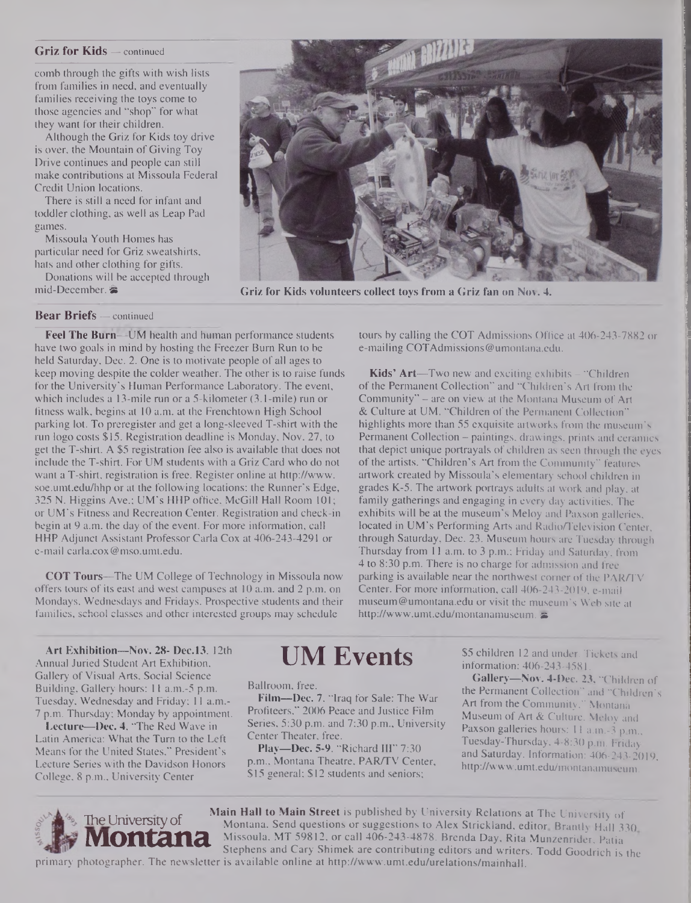## Griz for Kids — continued

comb through the gifts with wish lists from families in need, and eventually families receiving the toys come to those agencies and "shop" for what they want for their children.

Although the Griz for Kids toy drive is over, the Mountain of Giving Toy Drive continues and people can still make contributions at Missoula Federal Credit Union locations.

There is still a need for infant and toddler clothing, as well as Leap Pad games.

Missoula Youth Homes has particular need for Griz sweatshirts, hats and other clothing for gifts.

Donations will be accepted through mid-December.

**Griz for Kids volunteers collect toys from a Griz fan on Nov. 4.**

## Bear Briefs — continued

**Feel The Burn**—UM health and human performance students have two goals in mind by hosting the Freezer Burn Run to be held Saturday, Dec. 2. One is to motivate people of all ages to keep moving despite the colder weather. The other is to raise funds for the University's Human Performance Laboratory. The event, which includes a 13-mile run or a 5-kilometer (3.1-mile) run or fitness walk, begins at 10 a.m. at the Frenchtown High School parking lot. To preregister and get a long-sleeved T-shirt with the run logo costs $15. Registration deadline is Monday, Nov. 27, to get the T-shirt. A $5 registration fee also is available that does not include the T-shirt. For UM students with a Griz Card who do not want a T-shirt, registration is free. Register online at http://www.soe.umt.edu/hhp or at the following locations: the Runner's Edge, 325 N. Higgins Ave.; UM's HHP office, McGill Hall Room 101; or UM's Fitness and Recreation Center. Registration and check-in begin at 9 a.m. the day of the event. For more information, call HHP Adjunct Assistant Professor Carla Cox at 406-243-4291 or e-mail carla.cox@mso.umt.edu.

**COT Tours**—The UM College of Technology in Missoula now offers tours of its east and west campuses at 10 a.m. and 2 p.m. on Mondays, Wednesdays and Fridays. Prospective students and their families, school classes and other interested groups may schedule tours by calling the COT Admissions Office at 406-243-7882 or e-mailing COTAdmissions@umontana.edu.

**Kids' Art**—Two new and exciting exhibits – "Children of the Permanent Collection" and "Children's Art from the Community" – are on view at the Montana Museum of Art & Culture at UM. "Children of the Permanent Collection" highlights more than 55 exquisite artworks from the museum's Permanent Collection – paintings, drawings, prints and ceramics that depict unique portrayals of children as seen through the eyes of the artists. "Children's Art from the Community" features artwork created by Missoula's elementary school children in grades K-5. The artwork portrays adults at work and play, at family gatherings and engaging in every day activities. The exhibits will be at the museum's Meloy and Paxson galleries, located in UM's Performing Arts and Radio/Television Center, through Saturday, Dec. 23. Museum hours are Tuesday through Thursday from 11 a.m. to 3 p.m.; Friday and Saturday, from 4 to 8:30 p.m. There is no charge for admission and free parking is available near the northwest corner of the PAR/TV Center. For more information, call 406-243-2019, e-mail museum@umontana.edu or visit the museum's Web site at http://www.umt.edu/montanamuseum.

# UM Events

**Art Exhibition—Nov. 28- Dec.13**. 12th Annual Juried Student Art Exhibition, Gallery of Visual Arts, Social Science Building. Gallery hours: 11 a.m.-5 p.m. Tuesday, Wednesday and Friday; 11 a.m.-7 p.m. Thursday; Monday by appointment.

**Lecture—Dec. 4**. "The Red Wave in Latin America: What the Turn to the Left Means for the United States," President's Lecture Series with the Davidson Honors College, 8 p.m., University Center Ballroom, free.

**Film—Dec. 7**. "Iraq for Sale: The War Profiteers," 2006 Peace and Justice Film Series, 5:30 p.m. and 7:30 p.m., University Center Theater, free.

**Play—Dec. 5-9**. "Richard III" 7:30 p.m., Montana Theatre, PAR/TV Center, $15 general; $12 students and seniors; $5 children 12 and under. Tickets and information: 406-243-4581.

**Gallery—Nov. 4-Dec. 23**. "Children of the Permanent Collection" and "Children's Art from the Community," Montana Museum of Art & Culture, Meloy and Paxson galleries hours: 11 a.m.-3 p.m., Tuesday-Thursday, 4-8:30 p.m. Friday and Saturday. Information: 406-243-2019, http://www.umt.edu/montanamuseum

**Main Hall to Main Street** is published by University Relations at The University of Montana. Send questions or suggestions to Alex Strickland, editor, Brantly Hall 330, Missoula, MT 59812, or call 406-243-4878. Brenda Day, Rita Munzenrider, Patia Stephens and Cary Shimek are contributing editors and writers. Todd Goodrich is the primary photographer. The newsletter is available online at http://www.umt.edu/urelations/mainhall.